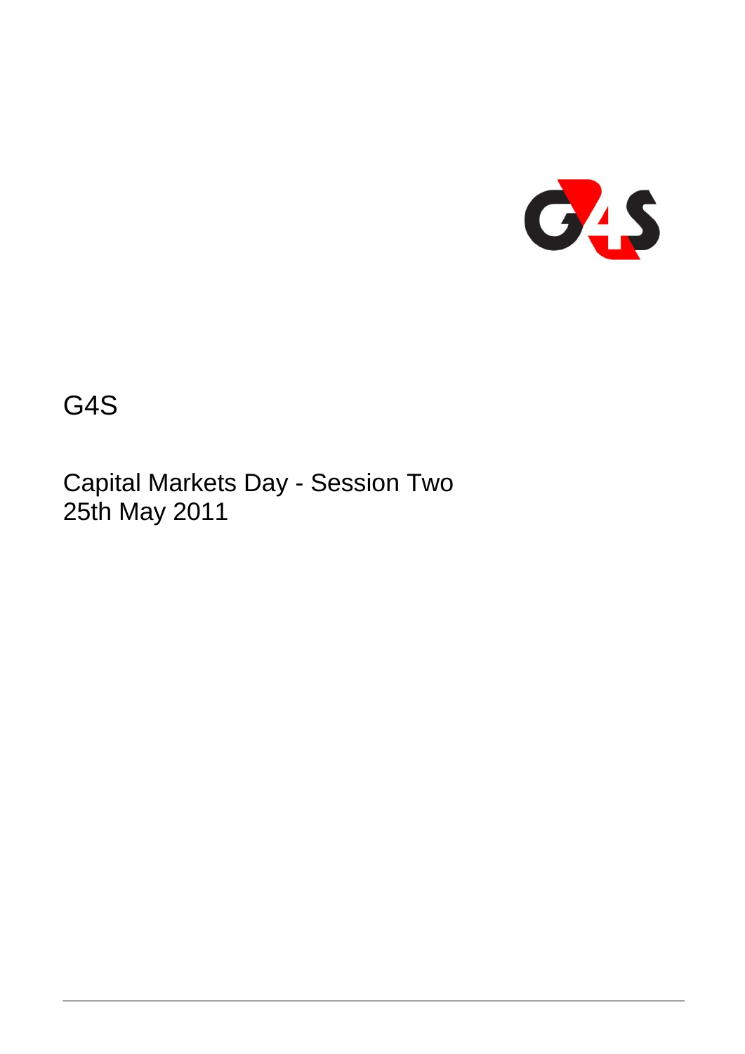# G4S

## Capital Markets Day - Session Two
## 25th May 2011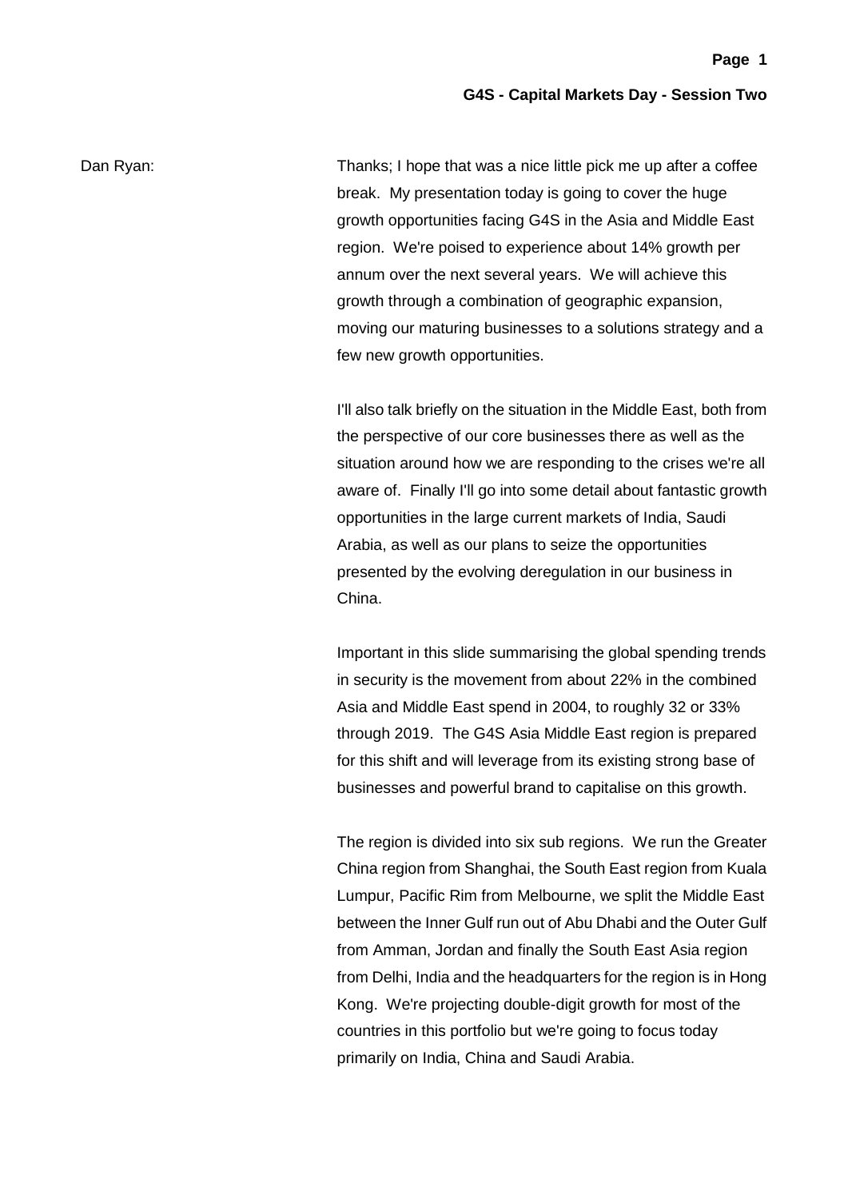Dan Ryan: Thanks; I hope that was a nice little pick me up after a coffee break. My presentation today is going to cover the huge growth opportunities facing G4S in the Asia and Middle East region. We're poised to experience about 14% growth per annum over the next several years. We will achieve this growth through a combination of geographic expansion, moving our maturing businesses to a solutions strategy and a few new growth opportunities.

I'll also talk briefly on the situation in the Middle East, both from the perspective of our core businesses there as well as the situation around how we are responding to the crises we're all aware of. Finally I'll go into some detail about fantastic growth opportunities in the large current markets of India, Saudi Arabia, as well as our plans to seize the opportunities presented by the evolving deregulation in our business in China.

Important in this slide summarising the global spending trends in security is the movement from about 22% in the combined Asia and Middle East spend in 2004, to roughly 32 or 33% through 2019. The G4S Asia Middle East region is prepared for this shift and will leverage from its existing strong base of businesses and powerful brand to capitalise on this growth.

The region is divided into six sub regions. We run the Greater China region from Shanghai, the South East region from Kuala Lumpur, Pacific Rim from Melbourne, we split the Middle East between the Inner Gulf run out of Abu Dhabi and the Outer Gulf from Amman, Jordan and finally the South East Asia region from Delhi, India and the headquarters for the region is in Hong Kong. We're projecting double-digit growth for most of the countries in this portfolio but we're going to focus today primarily on India, China and Saudi Arabia.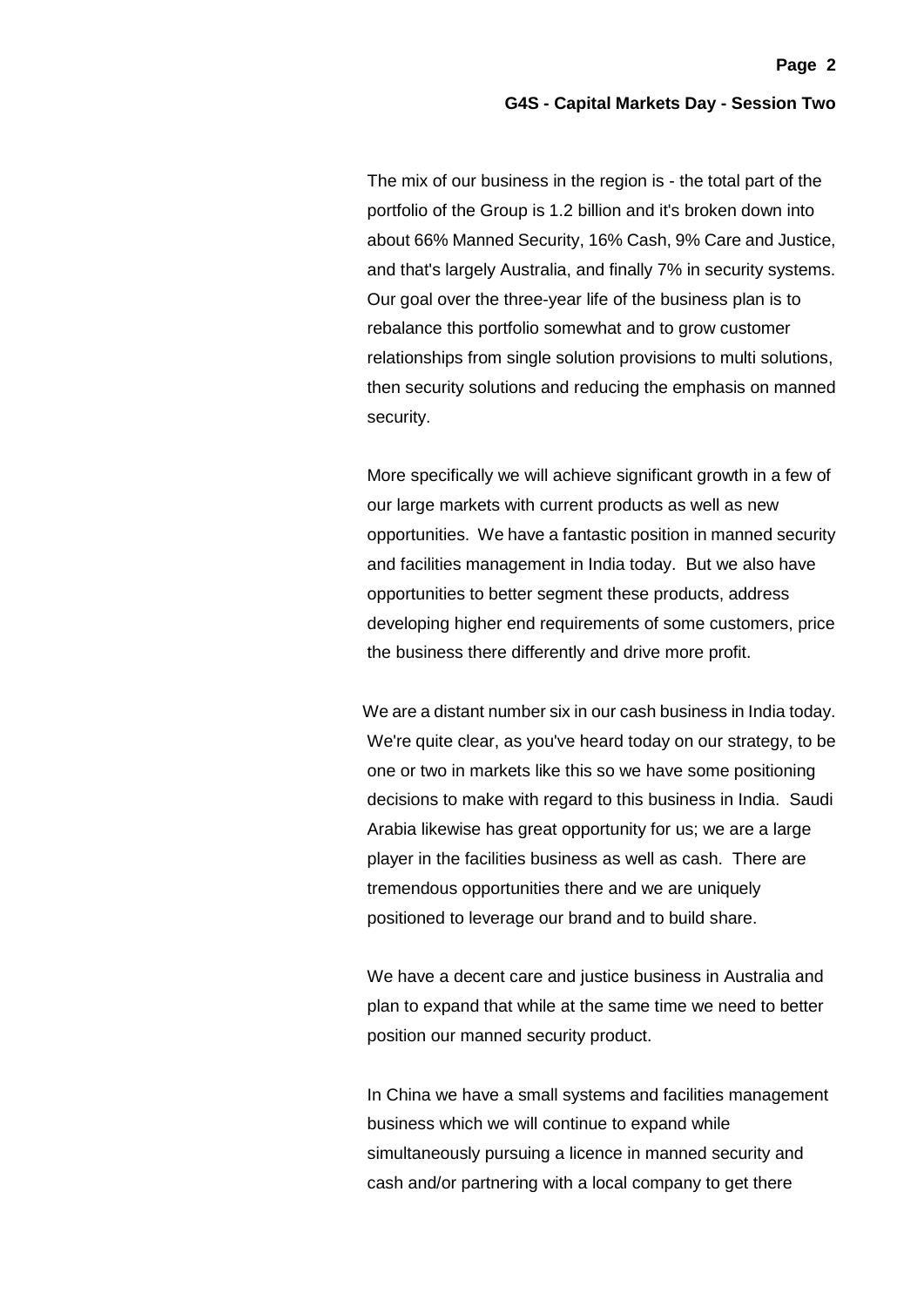The mix of our business in the region is - the total part of the portfolio of the Group is 1.2 billion and it's broken down into about 66% Manned Security, 16% Cash, 9% Care and Justice, and that's largely Australia, and finally 7% in security systems. Our goal over the three-year life of the business plan is to rebalance this portfolio somewhat and to grow customer relationships from single solution provisions to multi solutions, then security solutions and reducing the emphasis on manned security.

More specifically we will achieve significant growth in a few of our large markets with current products as well as new opportunities. We have a fantastic position in manned security and facilities management in India today. But we also have opportunities to better segment these products, address developing higher end requirements of some customers, price the business there differently and drive more profit.

We are a distant number six in our cash business in India today. We're quite clear, as you've heard today on our strategy, to be one or two in markets like this so we have some positioning decisions to make with regard to this business in India. Saudi Arabia likewise has great opportunity for us; we are a large player in the facilities business as well as cash. There are tremendous opportunities there and we are uniquely positioned to leverage our brand and to build share.

We have a decent care and justice business in Australia and plan to expand that while at the same time we need to better position our manned security product.

In China we have a small systems and facilities management business which we will continue to expand while simultaneously pursuing a licence in manned security and cash and/or partnering with a local company to get there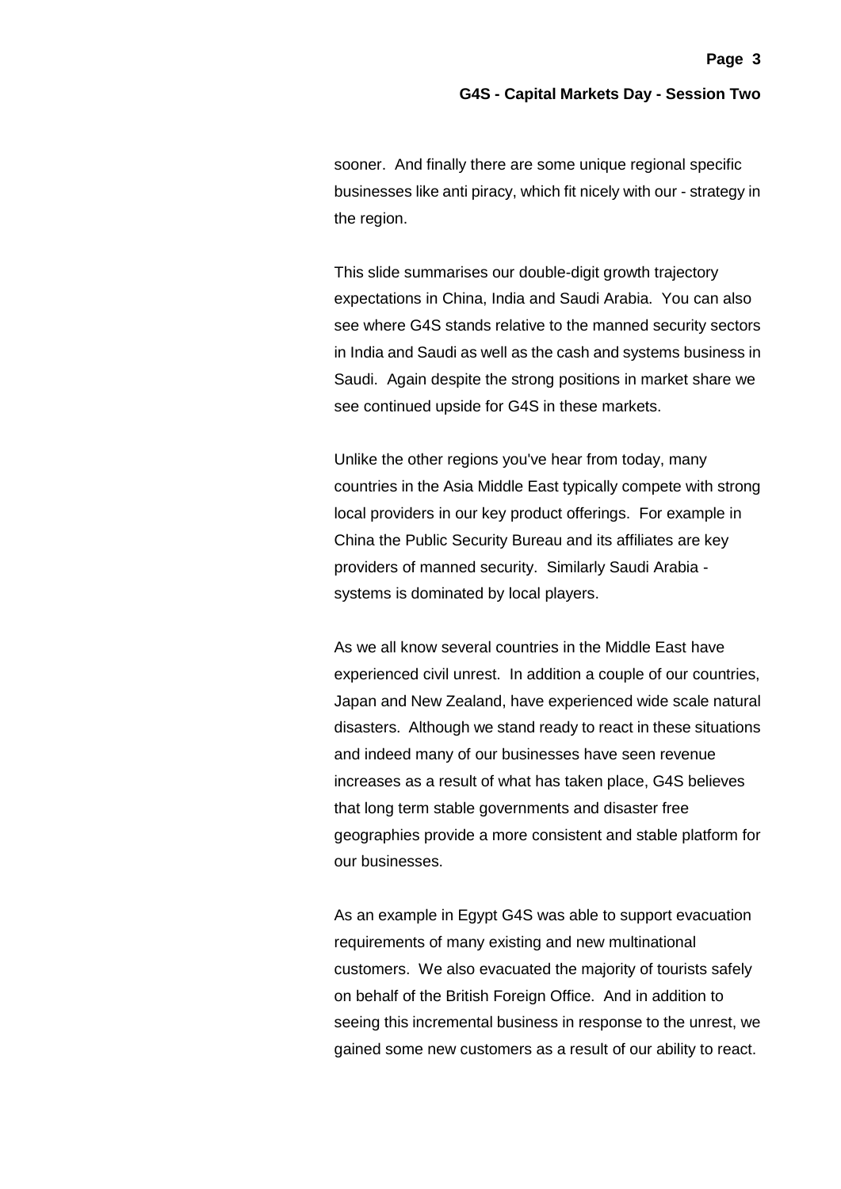sooner. And finally there are some unique regional specific businesses like anti piracy, which fit nicely with our - strategy in the region.

This slide summarises our double-digit growth trajectory expectations in China, India and Saudi Arabia. You can also see where G4S stands relative to the manned security sectors in India and Saudi as well as the cash and systems business in Saudi. Again despite the strong positions in market share we see continued upside for G4S in these markets.

Unlike the other regions you've hear from today, many countries in the Asia Middle East typically compete with strong local providers in our key product offerings. For example in China the Public Security Bureau and its affiliates are key providers of manned security. Similarly Saudi Arabia - systems is dominated by local players.

As we all know several countries in the Middle East have experienced civil unrest. In addition a couple of our countries, Japan and New Zealand, have experienced wide scale natural disasters. Although we stand ready to react in these situations and indeed many of our businesses have seen revenue increases as a result of what has taken place, G4S believes that long term stable governments and disaster free geographies provide a more consistent and stable platform for our businesses.

As an example in Egypt G4S was able to support evacuation requirements of many existing and new multinational customers. We also evacuated the majority of tourists safely on behalf of the British Foreign Office. And in addition to seeing this incremental business in response to the unrest, we gained some new customers as a result of our ability to react.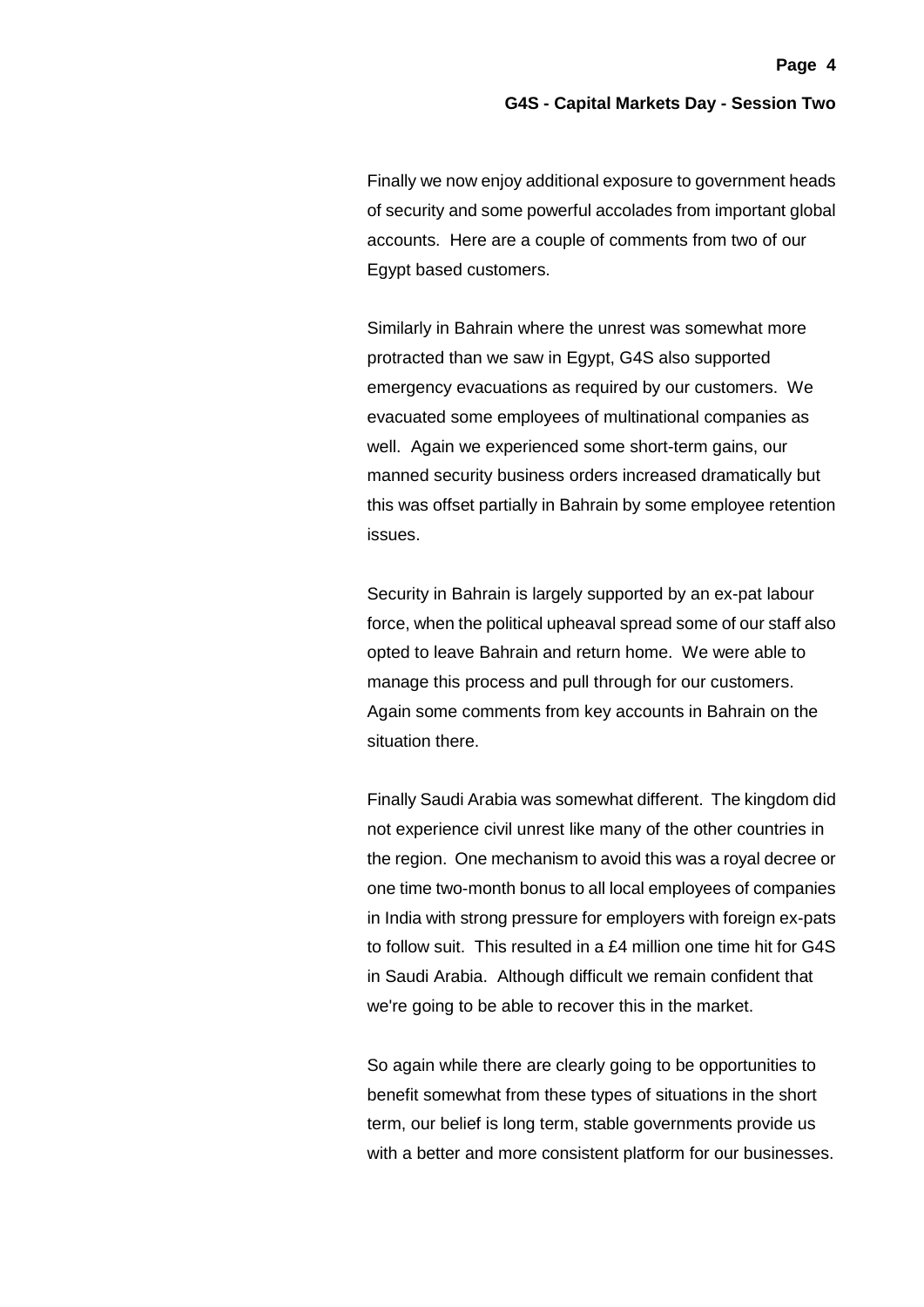Finally we now enjoy additional exposure to government heads of security and some powerful accolades from important global accounts. Here are a couple of comments from two of our Egypt based customers.

Similarly in Bahrain where the unrest was somewhat more protracted than we saw in Egypt, G4S also supported emergency evacuations as required by our customers. We evacuated some employees of multinational companies as well. Again we experienced some short-term gains, our manned security business orders increased dramatically but this was offset partially in Bahrain by some employee retention issues.

Security in Bahrain is largely supported by an ex-pat labour force, when the political upheaval spread some of our staff also opted to leave Bahrain and return home. We were able to manage this process and pull through for our customers. Again some comments from key accounts in Bahrain on the situation there.

Finally Saudi Arabia was somewhat different. The kingdom did not experience civil unrest like many of the other countries in the region. One mechanism to avoid this was a royal decree or one time two-month bonus to all local employees of companies in India with strong pressure for employers with foreign ex-pats to follow suit. This resulted in a £4 million one time hit for G4S in Saudi Arabia. Although difficult we remain confident that we're going to be able to recover this in the market.

So again while there are clearly going to be opportunities to benefit somewhat from these types of situations in the short term, our belief is long term, stable governments provide us with a better and more consistent platform for our businesses.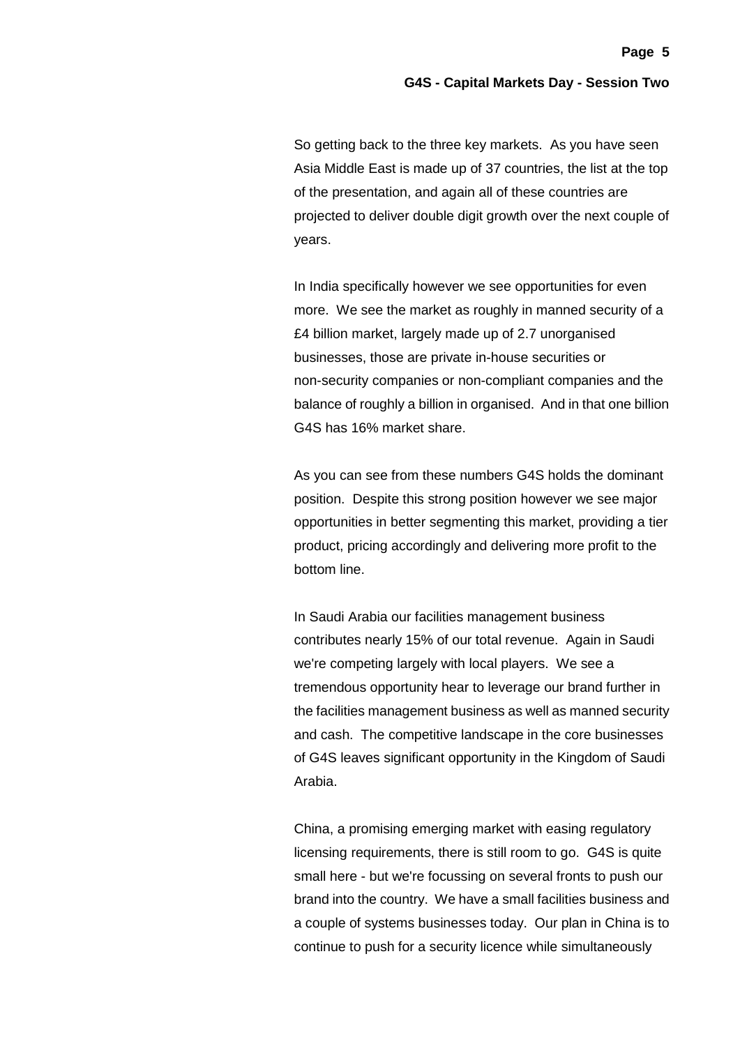So getting back to the three key markets. As you have seen Asia Middle East is made up of 37 countries, the list at the top of the presentation, and again all of these countries are projected to deliver double digit growth over the next couple of years.

In India specifically however we see opportunities for even more. We see the market as roughly in manned security of a £4 billion market, largely made up of 2.7 unorganised businesses, those are private in-house securities or non-security companies or non-compliant companies and the balance of roughly a billion in organised. And in that one billion G4S has 16% market share.

As you can see from these numbers G4S holds the dominant position. Despite this strong position however we see major opportunities in better segmenting this market, providing a tier product, pricing accordingly and delivering more profit to the bottom line.

In Saudi Arabia our facilities management business contributes nearly 15% of our total revenue. Again in Saudi we're competing largely with local players. We see a tremendous opportunity hear to leverage our brand further in the facilities management business as well as manned security and cash. The competitive landscape in the core businesses of G4S leaves significant opportunity in the Kingdom of Saudi Arabia.

China, a promising emerging market with easing regulatory licensing requirements, there is still room to go. G4S is quite small here - but we're focussing on several fronts to push our brand into the country. We have a small facilities business and a couple of systems businesses today. Our plan in China is to continue to push for a security licence while simultaneously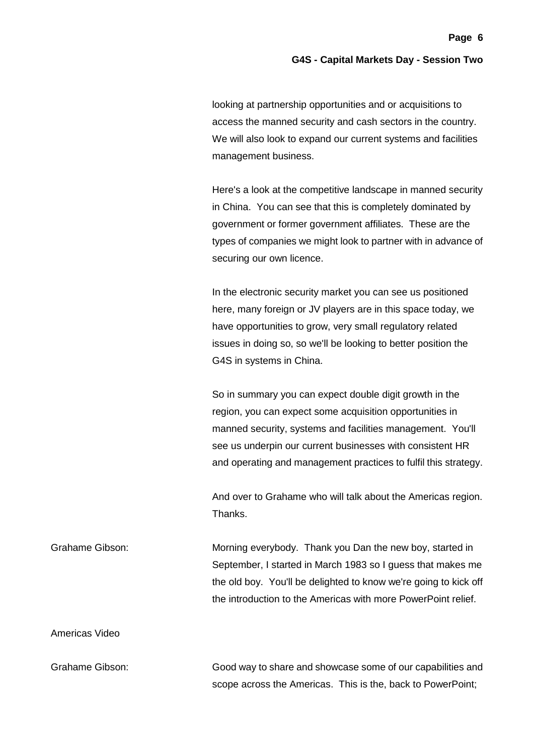looking at partnership opportunities and or acquisitions to access the manned security and cash sectors in the country. We will also look to expand our current systems and facilities management business.

Here's a look at the competitive landscape in manned security in China. You can see that this is completely dominated by government or former government affiliates. These are the types of companies we might look to partner with in advance of securing our own licence.

In the electronic security market you can see us positioned here, many foreign or JV players are in this space today, we have opportunities to grow, very small regulatory related issues in doing so, so we'll be looking to better position the G4S in systems in China.

So in summary you can expect double digit growth in the region, you can expect some acquisition opportunities in manned security, systems and facilities management. You'll see us underpin our current businesses with consistent HR and operating and management practices to fulfil this strategy.

And over to Grahame who will talk about the Americas region. Thanks.

Grahame Gibson: Morning everybody. Thank you Dan the new boy, started in September, I started in March 1983 so I guess that makes me the old boy. You'll be delighted to know we're going to kick off the introduction to the Americas with more PowerPoint relief.

Americas Video

Grahame Gibson: Good way to share and showcase some of our capabilities and scope across the Americas. This is the, back to PowerPoint;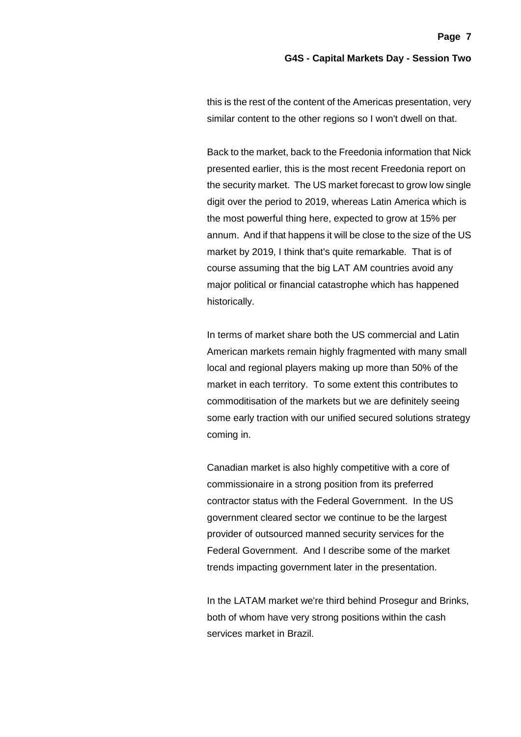this is the rest of the content of the Americas presentation, very similar content to the other regions so I won't dwell on that.

Back to the market, back to the Freedonia information that Nick presented earlier, this is the most recent Freedonia report on the security market. The US market forecast to grow low single digit over the period to 2019, whereas Latin America which is the most powerful thing here, expected to grow at 15% per annum. And if that happens it will be close to the size of the US market by 2019, I think that's quite remarkable. That is of course assuming that the big LAT AM countries avoid any major political or financial catastrophe which has happened historically.

In terms of market share both the US commercial and Latin American markets remain highly fragmented with many small local and regional players making up more than 50% of the market in each territory. To some extent this contributes to commoditisation of the markets but we are definitely seeing some early traction with our unified secured solutions strategy coming in.

Canadian market is also highly competitive with a core of commissionaire in a strong position from its preferred contractor status with the Federal Government. In the US government cleared sector we continue to be the largest provider of outsourced manned security services for the Federal Government. And I describe some of the market trends impacting government later in the presentation.

In the LATAM market we're third behind Prosegur and Brinks, both of whom have very strong positions within the cash services market in Brazil.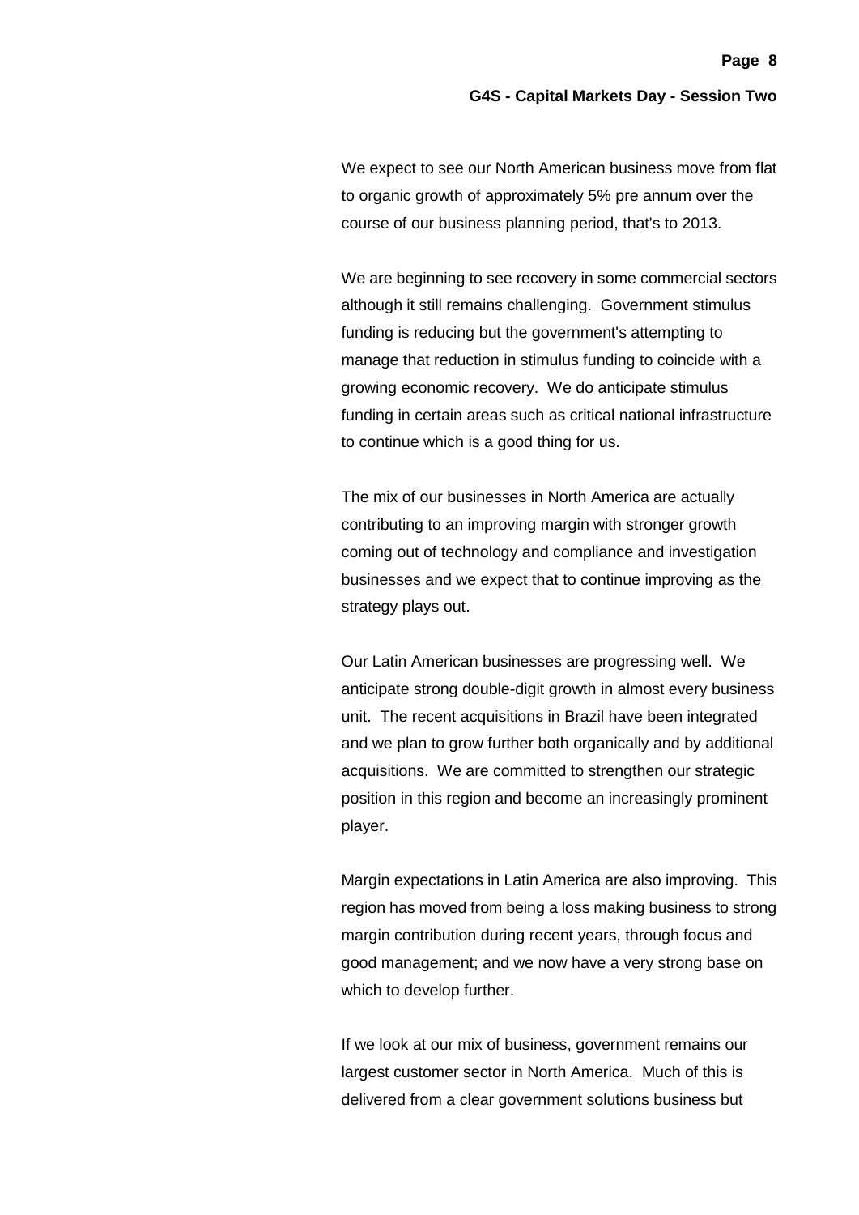We expect to see our North American business move from flat to organic growth of approximately 5% pre annum over the course of our business planning period, that's to 2013.

We are beginning to see recovery in some commercial sectors although it still remains challenging. Government stimulus funding is reducing but the government's attempting to manage that reduction in stimulus funding to coincide with a growing economic recovery. We do anticipate stimulus funding in certain areas such as critical national infrastructure to continue which is a good thing for us.

The mix of our businesses in North America are actually contributing to an improving margin with stronger growth coming out of technology and compliance and investigation businesses and we expect that to continue improving as the strategy plays out.

Our Latin American businesses are progressing well. We anticipate strong double-digit growth in almost every business unit. The recent acquisitions in Brazil have been integrated and we plan to grow further both organically and by additional acquisitions. We are committed to strengthen our strategic position in this region and become an increasingly prominent player.

Margin expectations in Latin America are also improving. This region has moved from being a loss making business to strong margin contribution during recent years, through focus and good management; and we now have a very strong base on which to develop further.

If we look at our mix of business, government remains our largest customer sector in North America. Much of this is delivered from a clear government solutions business but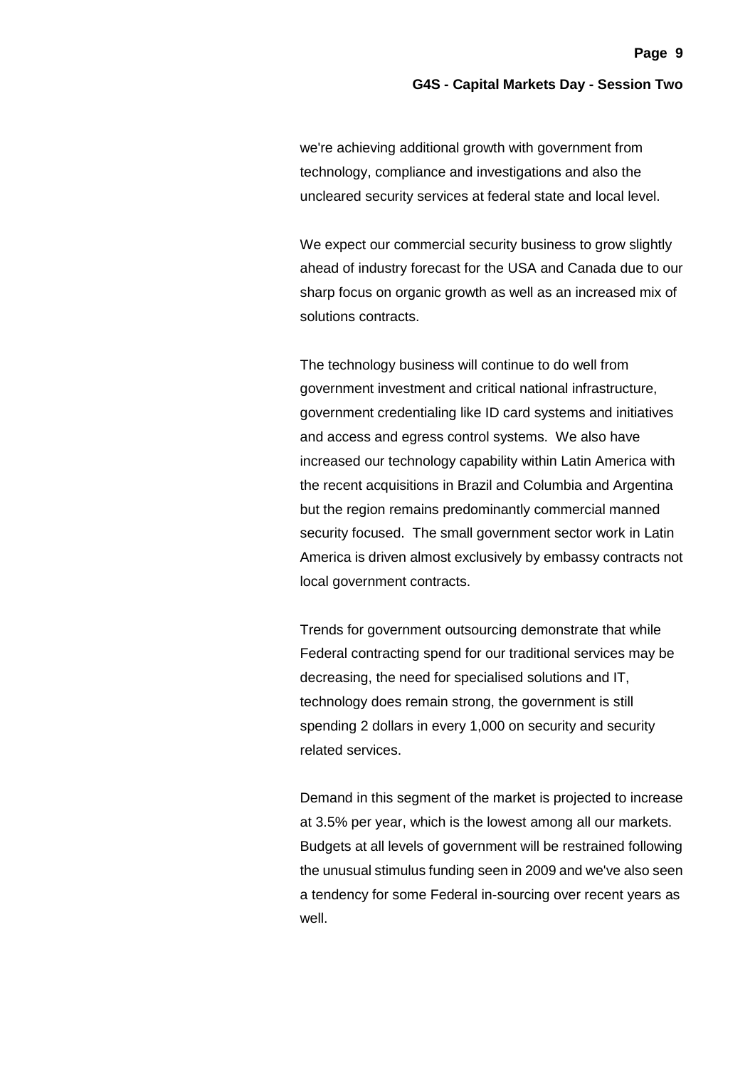we're achieving additional growth with government from technology, compliance and investigations and also the uncleared security services at federal state and local level.

We expect our commercial security business to grow slightly ahead of industry forecast for the USA and Canada due to our sharp focus on organic growth as well as an increased mix of solutions contracts.

The technology business will continue to do well from government investment and critical national infrastructure, government credentialing like ID card systems and initiatives and access and egress control systems. We also have increased our technology capability within Latin America with the recent acquisitions in Brazil and Columbia and Argentina but the region remains predominantly commercial manned security focused. The small government sector work in Latin America is driven almost exclusively by embassy contracts not local government contracts.

Trends for government outsourcing demonstrate that while Federal contracting spend for our traditional services may be decreasing, the need for specialised solutions and IT, technology does remain strong, the government is still spending 2 dollars in every 1,000 on security and security related services.

Demand in this segment of the market is projected to increase at 3.5% per year, which is the lowest among all our markets. Budgets at all levels of government will be restrained following the unusual stimulus funding seen in 2009 and we've also seen a tendency for some Federal in-sourcing over recent years as well.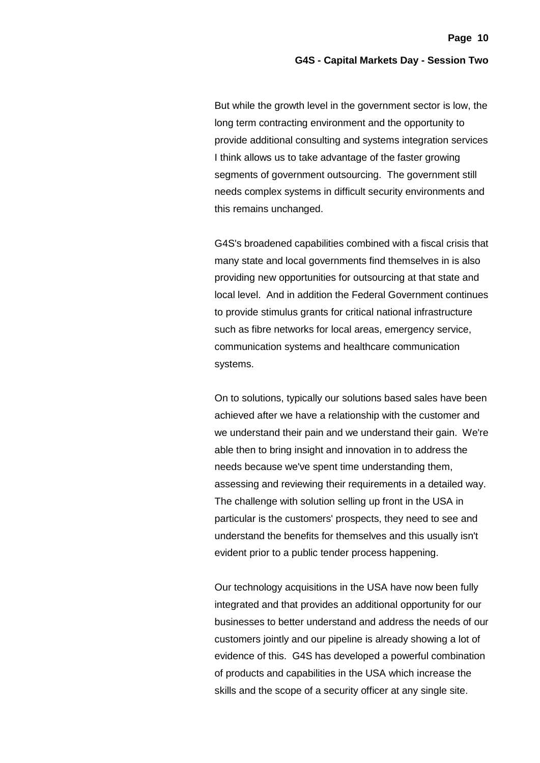But while the growth level in the government sector is low, the long term contracting environment and the opportunity to provide additional consulting and systems integration services I think allows us to take advantage of the faster growing segments of government outsourcing. The government still needs complex systems in difficult security environments and this remains unchanged.

G4S's broadened capabilities combined with a fiscal crisis that many state and local governments find themselves in is also providing new opportunities for outsourcing at that state and local level. And in addition the Federal Government continues to provide stimulus grants for critical national infrastructure such as fibre networks for local areas, emergency service, communication systems and healthcare communication systems.

On to solutions, typically our solutions based sales have been achieved after we have a relationship with the customer and we understand their pain and we understand their gain. We're able then to bring insight and innovation in to address the needs because we've spent time understanding them, assessing and reviewing their requirements in a detailed way. The challenge with solution selling up front in the USA in particular is the customers' prospects, they need to see and understand the benefits for themselves and this usually isn't evident prior to a public tender process happening.

Our technology acquisitions in the USA have now been fully integrated and that provides an additional opportunity for our businesses to better understand and address the needs of our customers jointly and our pipeline is already showing a lot of evidence of this. G4S has developed a powerful combination of products and capabilities in the USA which increase the skills and the scope of a security officer at any single site.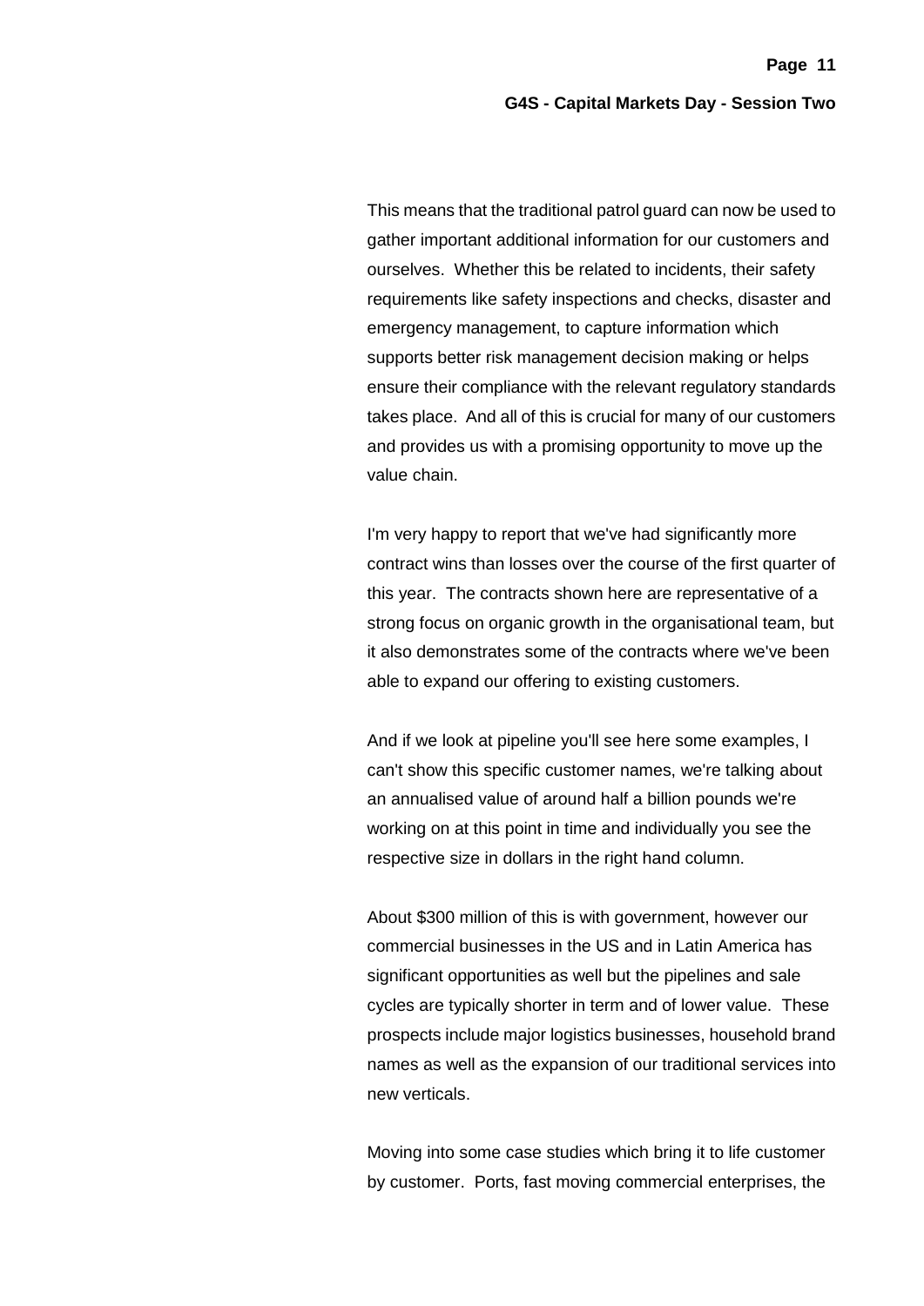This means that the traditional patrol guard can now be used to gather important additional information for our customers and ourselves. Whether this be related to incidents, their safety requirements like safety inspections and checks, disaster and emergency management, to capture information which supports better risk management decision making or helps ensure their compliance with the relevant regulatory standards takes place. And all of this is crucial for many of our customers and provides us with a promising opportunity to move up the value chain.

I'm very happy to report that we've had significantly more contract wins than losses over the course of the first quarter of this year. The contracts shown here are representative of a strong focus on organic growth in the organisational team, but it also demonstrates some of the contracts where we've been able to expand our offering to existing customers.

And if we look at pipeline you'll see here some examples, I can't show this specific customer names, we're talking about an annualised value of around half a billion pounds we're working on at this point in time and individually you see the respective size in dollars in the right hand column.

About $300 million of this is with government, however our commercial businesses in the US and in Latin America has significant opportunities as well but the pipelines and sale cycles are typically shorter in term and of lower value. These prospects include major logistics businesses, household brand names as well as the expansion of our traditional services into new verticals.

Moving into some case studies which bring it to life customer by customer. Ports, fast moving commercial enterprises, the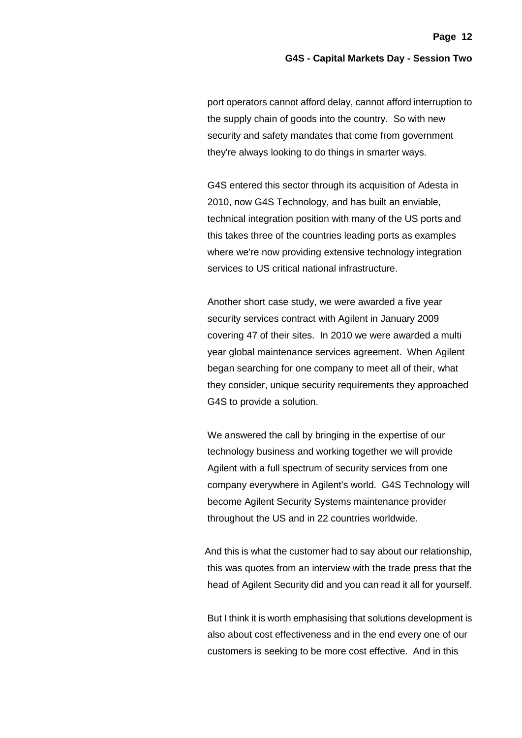port operators cannot afford delay, cannot afford interruption to the supply chain of goods into the country. So with new security and safety mandates that come from government they're always looking to do things in smarter ways.

G4S entered this sector through its acquisition of Adesta in 2010, now G4S Technology, and has built an enviable, technical integration position with many of the US ports and this takes three of the countries leading ports as examples where we're now providing extensive technology integration services to US critical national infrastructure.

Another short case study, we were awarded a five year security services contract with Agilent in January 2009 covering 47 of their sites. In 2010 we were awarded a multi year global maintenance services agreement. When Agilent began searching for one company to meet all of their, what they consider, unique security requirements they approached G4S to provide a solution.

We answered the call by bringing in the expertise of our technology business and working together we will provide Agilent with a full spectrum of security services from one company everywhere in Agilent's world. G4S Technology will become Agilent Security Systems maintenance provider throughout the US and in 22 countries worldwide.

And this is what the customer had to say about our relationship, this was quotes from an interview with the trade press that the head of Agilent Security did and you can read it all for yourself.

But I think it is worth emphasising that solutions development is also about cost effectiveness and in the end every one of our customers is seeking to be more cost effective. And in this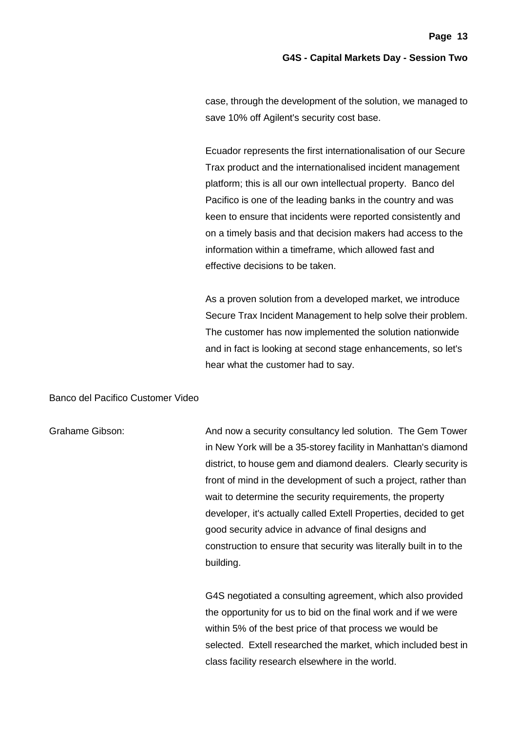case, through the development of the solution, we managed to save 10% off Agilent's security cost base.

Ecuador represents the first internationalisation of our Secure Trax product and the internationalised incident management platform; this is all our own intellectual property. Banco del Pacifico is one of the leading banks in the country and was keen to ensure that incidents were reported consistently and on a timely basis and that decision makers had access to the information within a timeframe, which allowed fast and effective decisions to be taken.

As a proven solution from a developed market, we introduce Secure Trax Incident Management to help solve their problem. The customer has now implemented the solution nationwide and in fact is looking at second stage enhancements, so let's hear what the customer had to say.

Banco del Pacifico Customer Video

Grahame Gibson: And now a security consultancy led solution. The Gem Tower in New York will be a 35-storey facility in Manhattan's diamond district, to house gem and diamond dealers. Clearly security is front of mind in the development of such a project, rather than wait to determine the security requirements, the property developer, it's actually called Extell Properties, decided to get good security advice in advance of final designs and construction to ensure that security was literally built in to the building.

G4S negotiated a consulting agreement, which also provided the opportunity for us to bid on the final work and if we were within 5% of the best price of that process we would be selected. Extell researched the market, which included best in class facility research elsewhere in the world.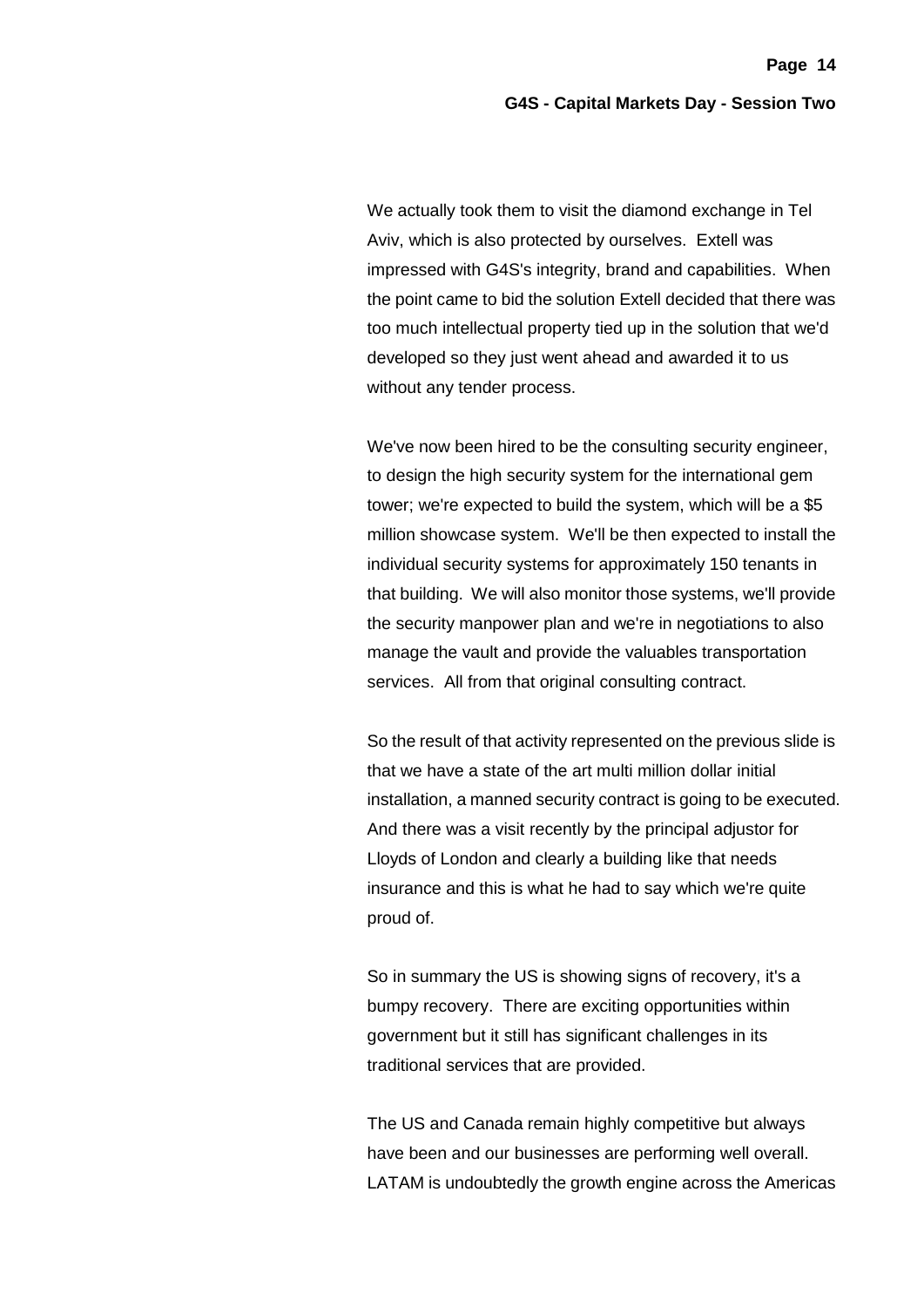We actually took them to visit the diamond exchange in Tel Aviv, which is also protected by ourselves. Extell was impressed with G4S's integrity, brand and capabilities. When the point came to bid the solution Extell decided that there was too much intellectual property tied up in the solution that we'd developed so they just went ahead and awarded it to us without any tender process.

We've now been hired to be the consulting security engineer, to design the high security system for the international gem tower; we're expected to build the system, which will be a $5 million showcase system. We'll be then expected to install the individual security systems for approximately 150 tenants in that building. We will also monitor those systems, we'll provide the security manpower plan and we're in negotiations to also manage the vault and provide the valuables transportation services. All from that original consulting contract.

So the result of that activity represented on the previous slide is that we have a state of the art multi million dollar initial installation, a manned security contract is going to be executed. And there was a visit recently by the principal adjustor for Lloyds of London and clearly a building like that needs insurance and this is what he had to say which we're quite proud of.

So in summary the US is showing signs of recovery, it's a bumpy recovery. There are exciting opportunities within government but it still has significant challenges in its traditional services that are provided.

The US and Canada remain highly competitive but always have been and our businesses are performing well overall. LATAM is undoubtedly the growth engine across the Americas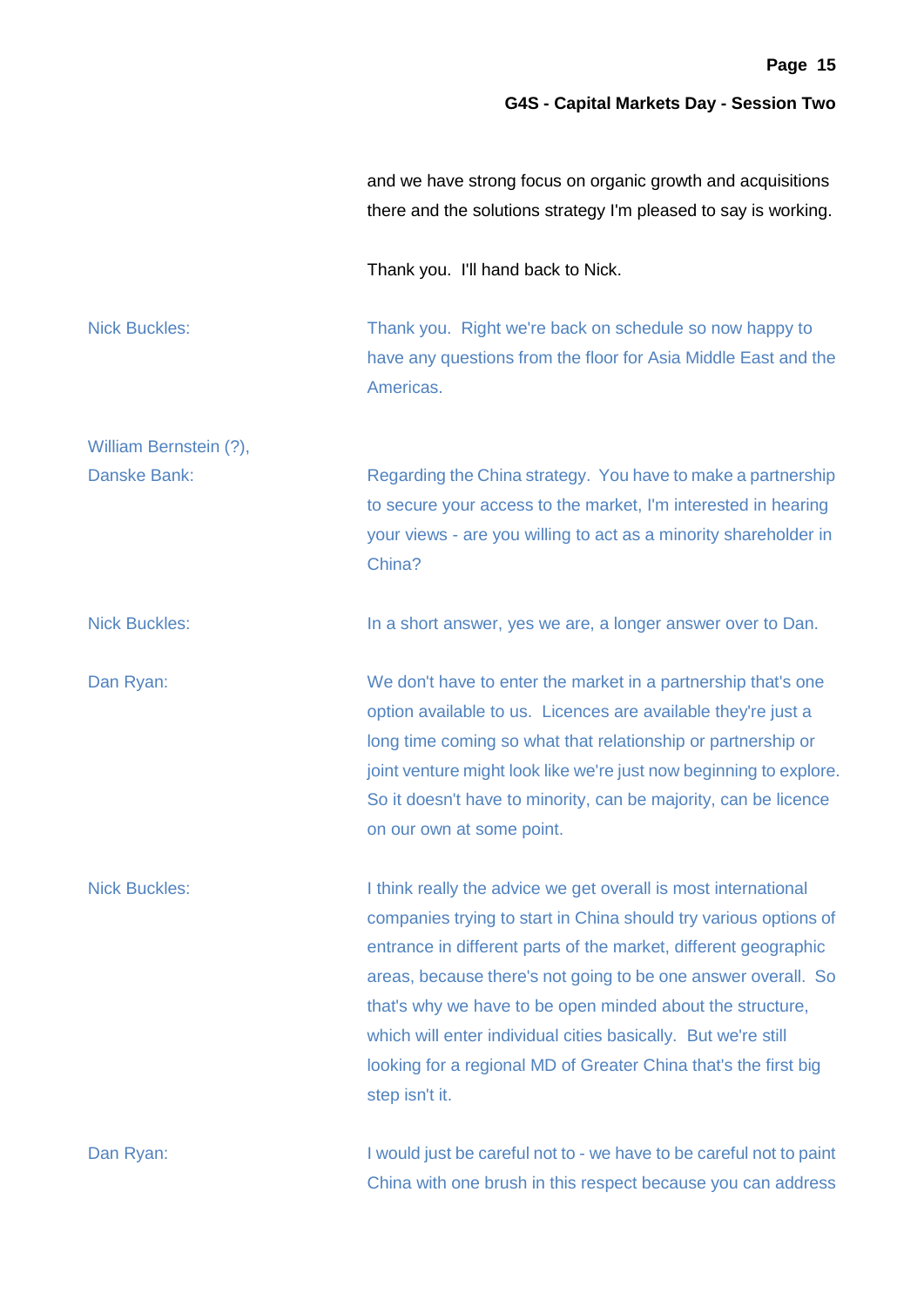and we have strong focus on organic growth and acquisitions there and the solutions strategy I'm pleased to say is working.

Thank you. I'll hand back to Nick.

**Nick Buckles:** Thank you. Right we're back on schedule so now happy to have any questions from the floor for Asia Middle East and the Americas.

**William Bernstein (?), Danske Bank:** Regarding the China strategy. You have to make a partnership to secure your access to the market, I'm interested in hearing your views - are you willing to act as a minority shareholder in China?

**Nick Buckles:** In a short answer, yes we are, a longer answer over to Dan.

**Dan Ryan:** We don't have to enter the market in a partnership that's one option available to us. Licences are available they're just a long time coming so what that relationship or partnership or joint venture might look like we're just now beginning to explore. So it doesn't have to minority, can be majority, can be licence on our own at some point.

**Nick Buckles:** I think really the advice we get overall is most international companies trying to start in China should try various options of entrance in different parts of the market, different geographic areas, because there's not going to be one answer overall. So that's why we have to be open minded about the structure, which will enter individual cities basically. But we're still looking for a regional MD of Greater China that's the first big step isn't it.

**Dan Ryan:** I would just be careful not to - we have to be careful not to paint China with one brush in this respect because you can address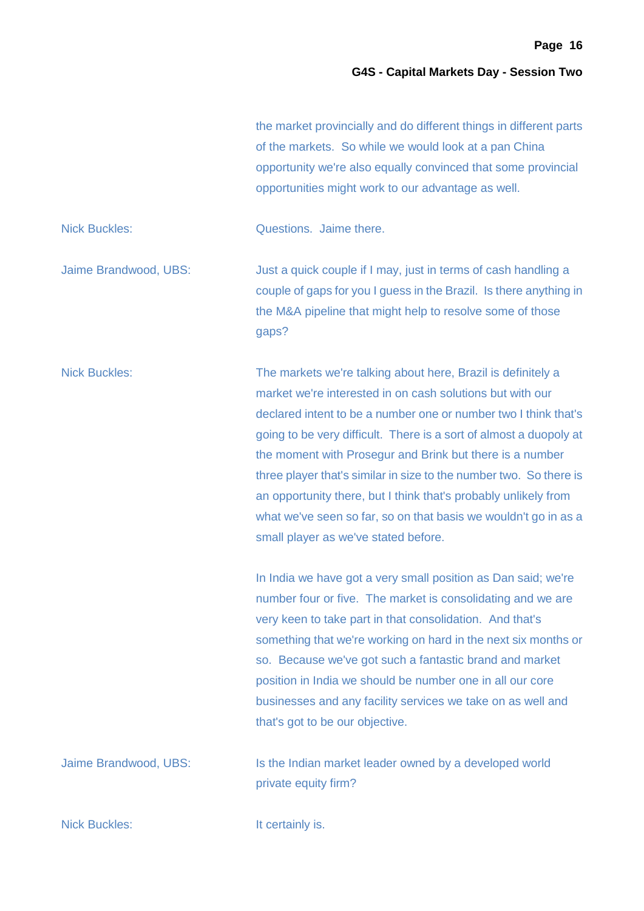the market provincially and do different things in different parts of the markets. So while we would look at a pan China opportunity we're also equally convinced that some provincial opportunities might work to our advantage as well.

**Nick Buckles:** Questions. Jaime there.

**Jaime Brandwood, UBS:** Just a quick couple if I may, just in terms of cash handling a couple of gaps for you I guess in the Brazil. Is there anything in the M&A pipeline that might help to resolve some of those gaps?

**Nick Buckles:** The markets we're talking about here, Brazil is definitely a market we're interested in on cash solutions but with our declared intent to be a number one or number two I think that's going to be very difficult. There is a sort of almost a duopoly at the moment with Prosegur and Brink but there is a number three player that's similar in size to the number two. So there is an opportunity there, but I think that's probably unlikely from what we've seen so far, so on that basis we wouldn't go in as a small player as we've stated before.

In India we have got a very small position as Dan said; we're number four or five. The market is consolidating and we are very keen to take part in that consolidation. And that's something that we're working on hard in the next six months or so. Because we've got such a fantastic brand and market position in India we should be number one in all our core businesses and any facility services we take on as well and that's got to be our objective.

**Jaime Brandwood, UBS:** Is the Indian market leader owned by a developed world private equity firm?

**Nick Buckles:** It certainly is.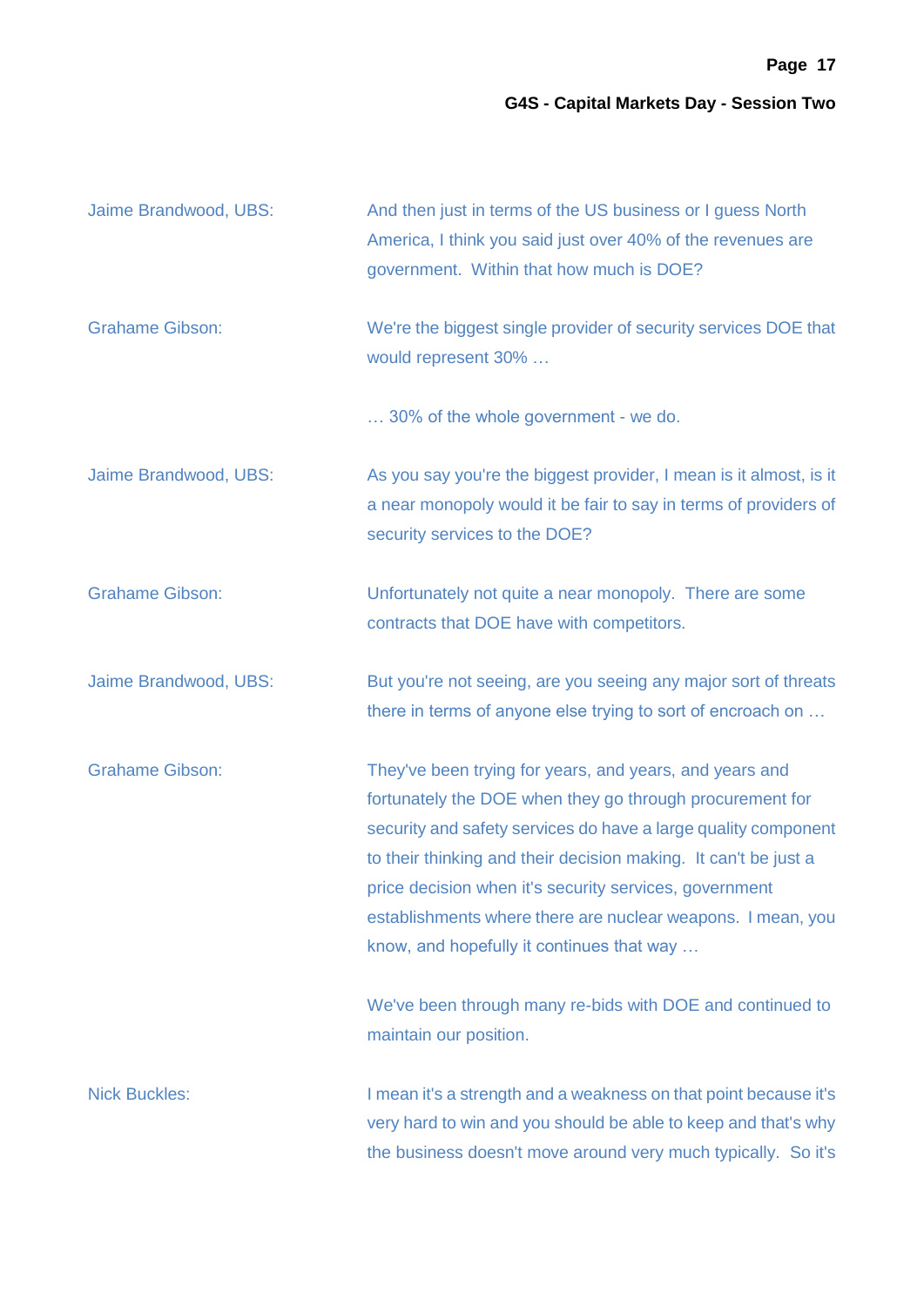Jaime Brandwood, UBS: And then just in terms of the US business or I guess North America, I think you said just over 40% of the revenues are government. Within that how much is DOE?

Grahame Gibson: We're the biggest single provider of security services DOE that would represent 30% …

… 30% of the whole government - we do.

Jaime Brandwood, UBS: As you say you're the biggest provider, I mean is it almost, is it a near monopoly would it be fair to say in terms of providers of security services to the DOE?

Grahame Gibson: Unfortunately not quite a near monopoly. There are some contracts that DOE have with competitors.

Jaime Brandwood, UBS: But you're not seeing, are you seeing any major sort of threats there in terms of anyone else trying to sort of encroach on …

Grahame Gibson: They've been trying for years, and years, and years and fortunately the DOE when they go through procurement for security and safety services do have a large quality component to their thinking and their decision making. It can't be just a price decision when it's security services, government establishments where there are nuclear weapons. I mean, you know, and hopefully it continues that way …

We've been through many re-bids with DOE and continued to maintain our position.

Nick Buckles: I mean it's a strength and a weakness on that point because it's very hard to win and you should be able to keep and that's why the business doesn't move around very much typically. So it's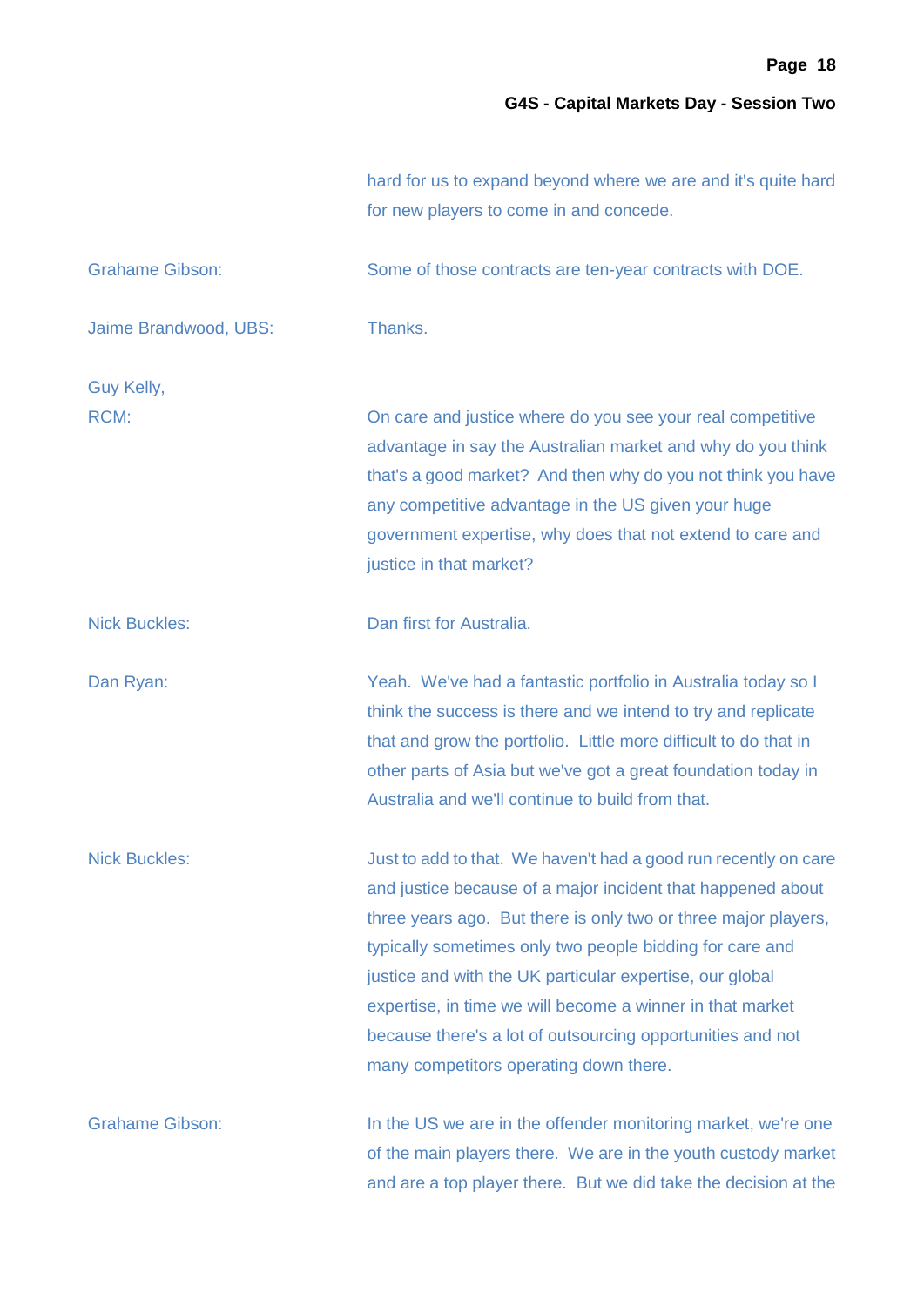hard for us to expand beyond where we are and it's quite hard for new players to come in and concede.

**Grahame Gibson:** Some of those contracts are ten-year contracts with DOE.

**Jaime Brandwood, UBS:** Thanks.

**Guy Kelly, RCM:** On care and justice where do you see your real competitive advantage in say the Australian market and why do you think that's a good market? And then why do you not think you have any competitive advantage in the US given your huge government expertise, why does that not extend to care and justice in that market?

**Nick Buckles:** Dan first for Australia.

**Dan Ryan:** Yeah. We've had a fantastic portfolio in Australia today so I think the success is there and we intend to try and replicate that and grow the portfolio. Little more difficult to do that in other parts of Asia but we've got a great foundation today in Australia and we'll continue to build from that.

**Nick Buckles:** Just to add to that. We haven't had a good run recently on care and justice because of a major incident that happened about three years ago. But there is only two or three major players, typically sometimes only two people bidding for care and justice and with the UK particular expertise, our global expertise, in time we will become a winner in that market because there's a lot of outsourcing opportunities and not many competitors operating down there.

**Grahame Gibson:** In the US we are in the offender monitoring market, we're one of the main players there. We are in the youth custody market and are a top player there. But we did take the decision at the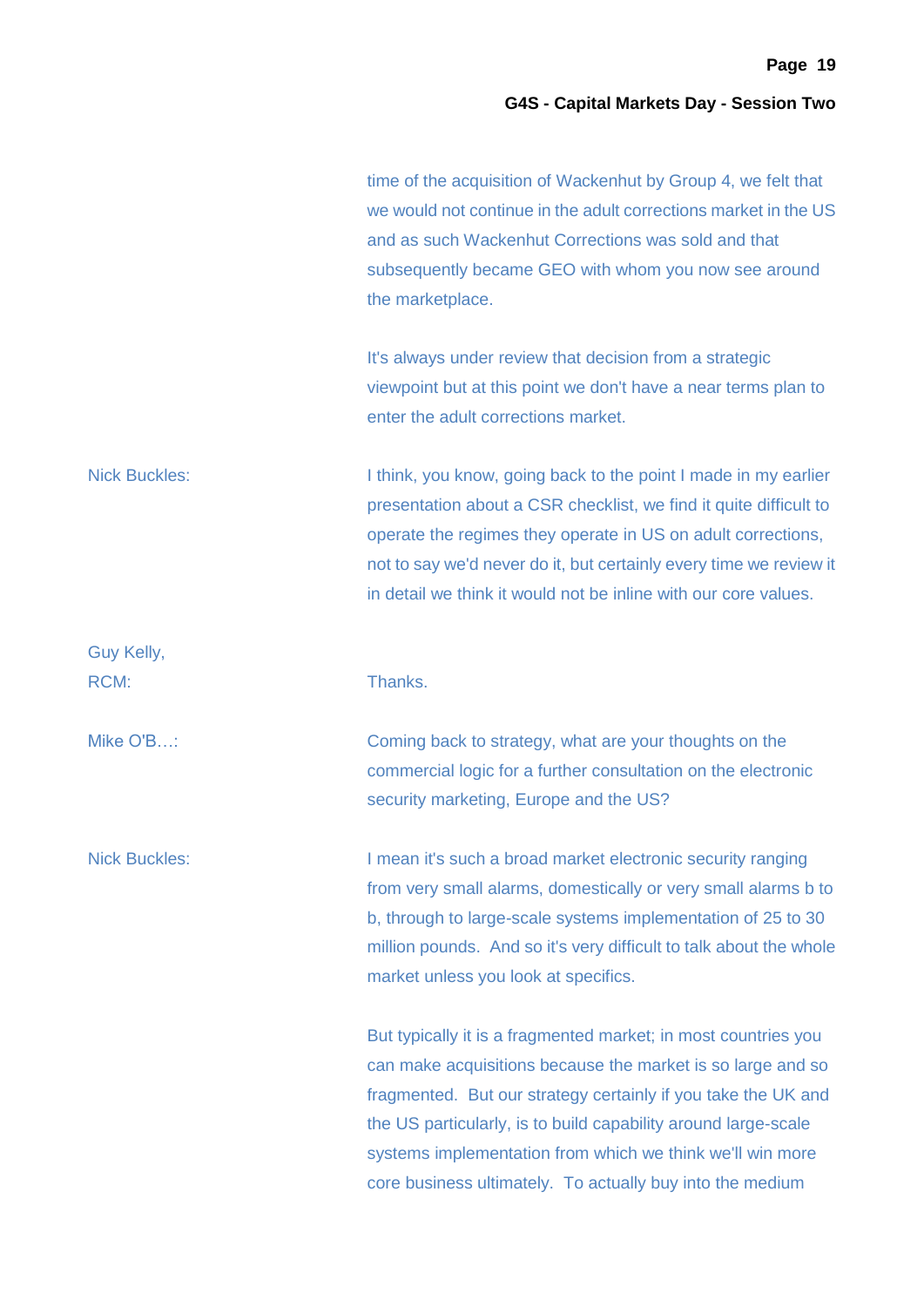time of the acquisition of Wackenhut by Group 4, we felt that we would not continue in the adult corrections market in the US and as such Wackenhut Corrections was sold and that subsequently became GEO with whom you now see around the marketplace.

It's always under review that decision from a strategic viewpoint but at this point we don't have a near terms plan to enter the adult corrections market.

Nick Buckles: I think, you know, going back to the point I made in my earlier presentation about a CSR checklist, we find it quite difficult to operate the regimes they operate in US on adult corrections, not to say we'd never do it, but certainly every time we review it in detail we think it would not be inline with our core values.

Guy Kelly, RCM: Thanks.

Mike O'B…: Coming back to strategy, what are your thoughts on the commercial logic for a further consultation on the electronic security marketing, Europe and the US?

Nick Buckles: I mean it's such a broad market electronic security ranging from very small alarms, domestically or very small alarms b to b, through to large-scale systems implementation of 25 to 30 million pounds. And so it's very difficult to talk about the whole market unless you look at specifics.

But typically it is a fragmented market; in most countries you can make acquisitions because the market is so large and so fragmented. But our strategy certainly if you take the UK and the US particularly, is to build capability around large-scale systems implementation from which we think we'll win more core business ultimately. To actually buy into the medium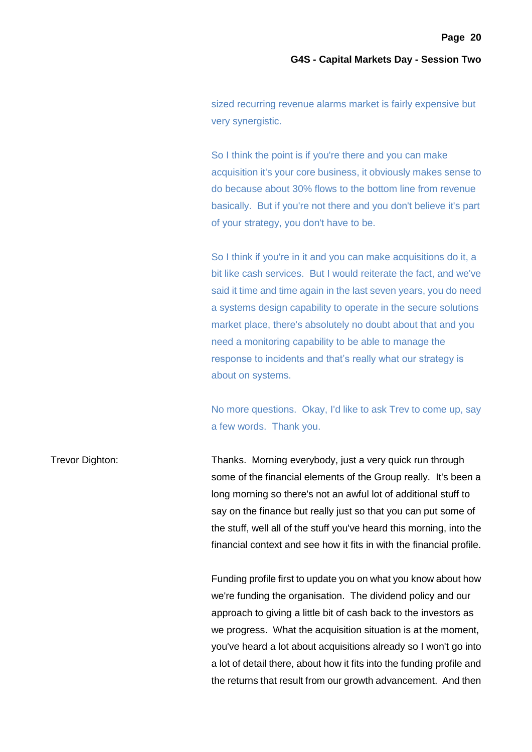sized recurring revenue alarms market is fairly expensive but very synergistic.

So I think the point is if you're there and you can make acquisition it's your core business, it obviously makes sense to do because about 30% flows to the bottom line from revenue basically. But if you're not there and you don't believe it's part of your strategy, you don't have to be.

So I think if you're in it and you can make acquisitions do it, a bit like cash services. But I would reiterate the fact, and we've said it time and time again in the last seven years, you do need a systems design capability to operate in the secure solutions market place, there's absolutely no doubt about that and you need a monitoring capability to be able to manage the response to incidents and that's really what our strategy is about on systems.

No more questions. Okay, I'd like to ask Trev to come up, say a few words. Thank you.

Trevor Dighton: Thanks. Morning everybody, just a very quick run through some of the financial elements of the Group really. It's been a long morning so there's not an awful lot of additional stuff to say on the finance but really just so that you can put some of the stuff, well all of the stuff you've heard this morning, into the financial context and see how it fits in with the financial profile.

Funding profile first to update you on what you know about how we're funding the organisation. The dividend policy and our approach to giving a little bit of cash back to the investors as we progress. What the acquisition situation is at the moment, you've heard a lot about acquisitions already so I won't go into a lot of detail there, about how it fits into the funding profile and the returns that result from our growth advancement. And then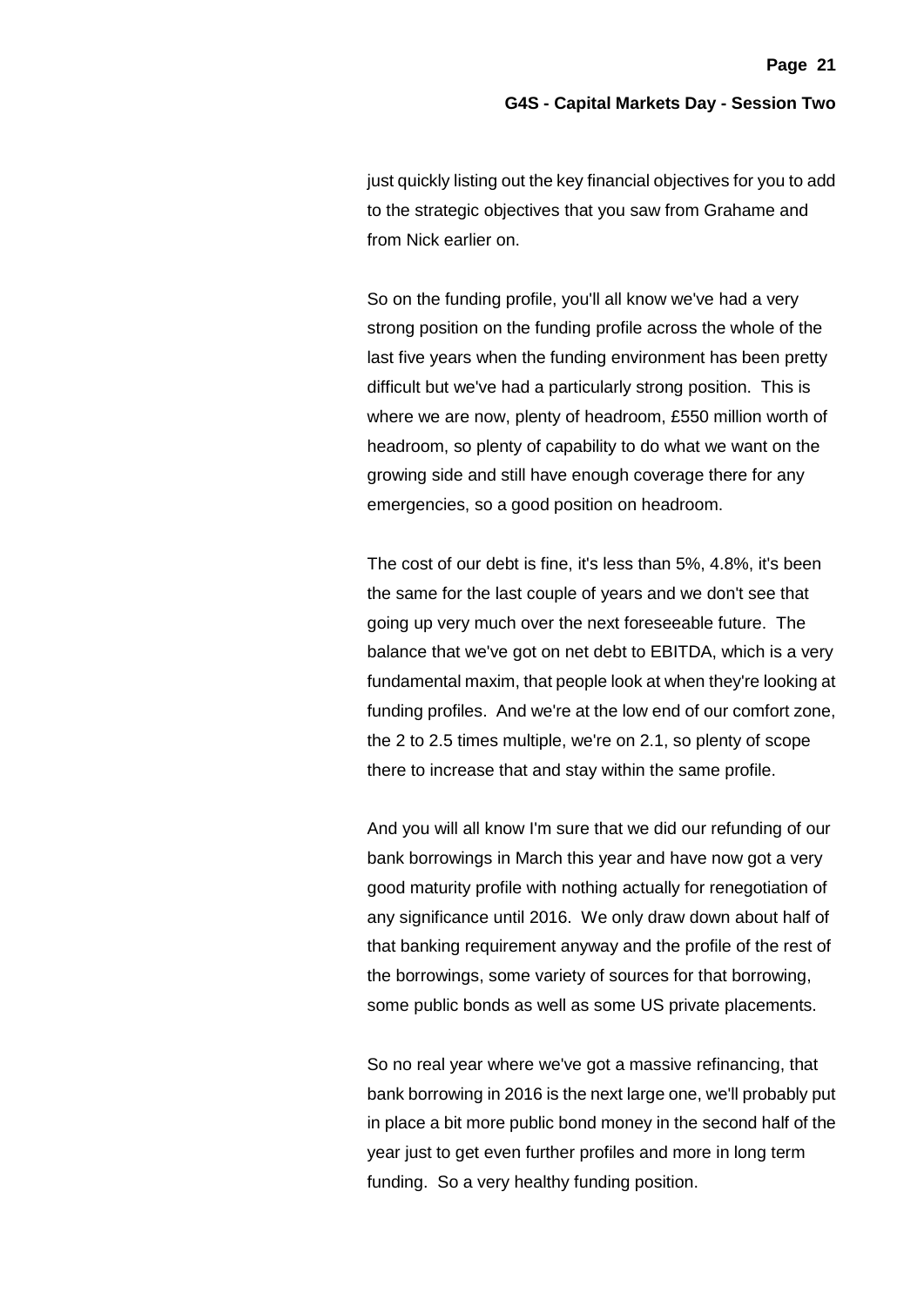just quickly listing out the key financial objectives for you to add to the strategic objectives that you saw from Grahame and from Nick earlier on.

So on the funding profile, you'll all know we've had a very strong position on the funding profile across the whole of the last five years when the funding environment has been pretty difficult but we've had a particularly strong position. This is where we are now, plenty of headroom, £550 million worth of headroom, so plenty of capability to do what we want on the growing side and still have enough coverage there for any emergencies, so a good position on headroom.

The cost of our debt is fine, it's less than 5%, 4.8%, it's been the same for the last couple of years and we don't see that going up very much over the next foreseeable future. The balance that we've got on net debt to EBITDA, which is a very fundamental maxim, that people look at when they're looking at funding profiles. And we're at the low end of our comfort zone, the 2 to 2.5 times multiple, we're on 2.1, so plenty of scope there to increase that and stay within the same profile.

And you will all know I'm sure that we did our refunding of our bank borrowings in March this year and have now got a very good maturity profile with nothing actually for renegotiation of any significance until 2016. We only draw down about half of that banking requirement anyway and the profile of the rest of the borrowings, some variety of sources for that borrowing, some public bonds as well as some US private placements.

So no real year where we've got a massive refinancing, that bank borrowing in 2016 is the next large one, we'll probably put in place a bit more public bond money in the second half of the year just to get even further profiles and more in long term funding. So a very healthy funding position.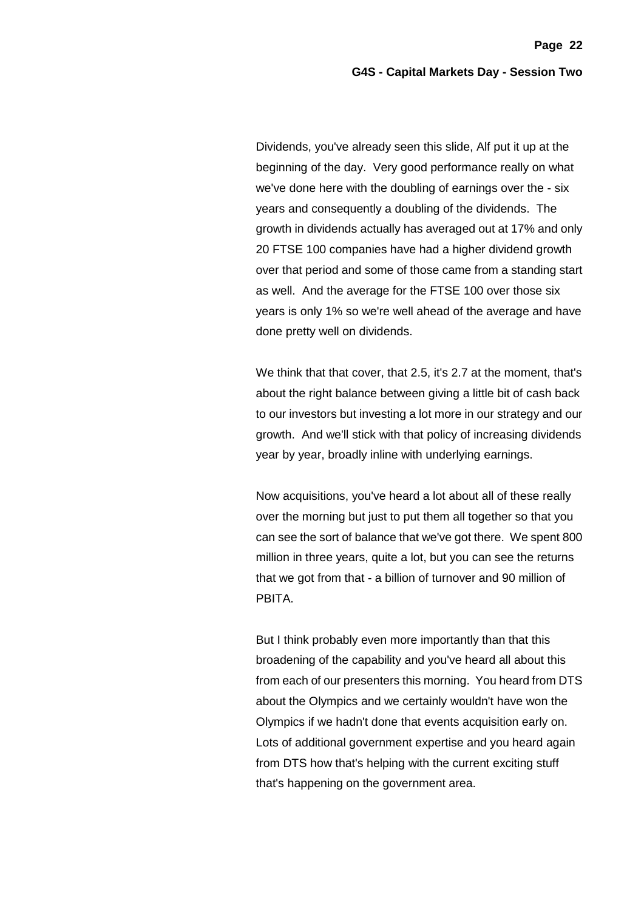Dividends, you've already seen this slide, Alf put it up at the beginning of the day. Very good performance really on what we've done here with the doubling of earnings over the - six years and consequently a doubling of the dividends. The growth in dividends actually has averaged out at 17% and only 20 FTSE 100 companies have had a higher dividend growth over that period and some of those came from a standing start as well. And the average for the FTSE 100 over those six years is only 1% so we're well ahead of the average and have done pretty well on dividends.

We think that that cover, that 2.5, it's 2.7 at the moment, that's about the right balance between giving a little bit of cash back to our investors but investing a lot more in our strategy and our growth. And we'll stick with that policy of increasing dividends year by year, broadly inline with underlying earnings.

Now acquisitions, you've heard a lot about all of these really over the morning but just to put them all together so that you can see the sort of balance that we've got there. We spent 800 million in three years, quite a lot, but you can see the returns that we got from that - a billion of turnover and 90 million of PBITA.

But I think probably even more importantly than that this broadening of the capability and you've heard all about this from each of our presenters this morning. You heard from DTS about the Olympics and we certainly wouldn't have won the Olympics if we hadn't done that events acquisition early on. Lots of additional government expertise and you heard again from DTS how that's helping with the current exciting stuff that's happening on the government area.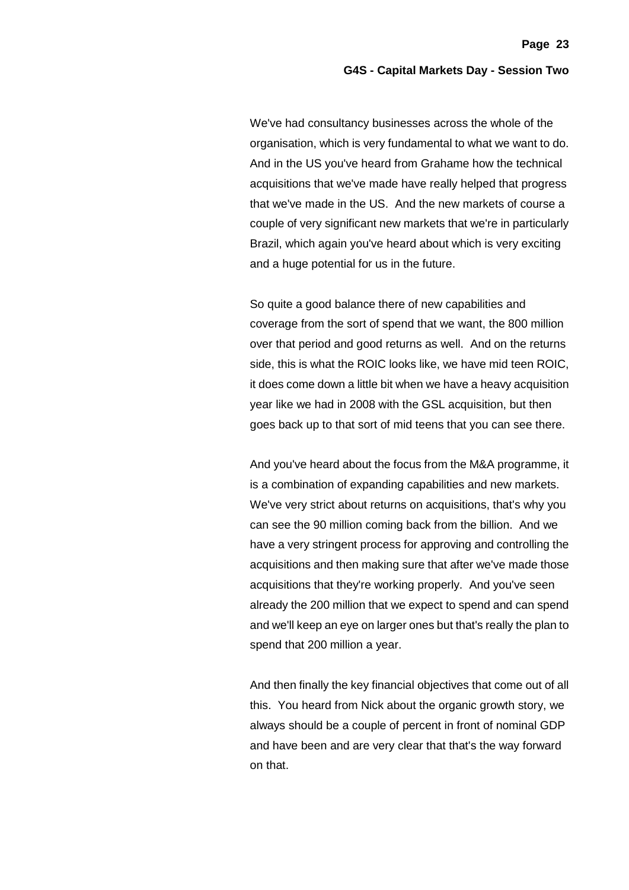We've had consultancy businesses across the whole of the organisation, which is very fundamental to what we want to do. And in the US you've heard from Grahame how the technical acquisitions that we've made have really helped that progress that we've made in the US. And the new markets of course a couple of very significant new markets that we're in particularly Brazil, which again you've heard about which is very exciting and a huge potential for us in the future.

So quite a good balance there of new capabilities and coverage from the sort of spend that we want, the 800 million over that period and good returns as well. And on the returns side, this is what the ROIC looks like, we have mid teen ROIC, it does come down a little bit when we have a heavy acquisition year like we had in 2008 with the GSL acquisition, but then goes back up to that sort of mid teens that you can see there.

And you've heard about the focus from the M&A programme, it is a combination of expanding capabilities and new markets. We've very strict about returns on acquisitions, that's why you can see the 90 million coming back from the billion. And we have a very stringent process for approving and controlling the acquisitions and then making sure that after we've made those acquisitions that they're working properly. And you've seen already the 200 million that we expect to spend and can spend and we'll keep an eye on larger ones but that's really the plan to spend that 200 million a year.

And then finally the key financial objectives that come out of all this. You heard from Nick about the organic growth story, we always should be a couple of percent in front of nominal GDP and have been and are very clear that that's the way forward on that.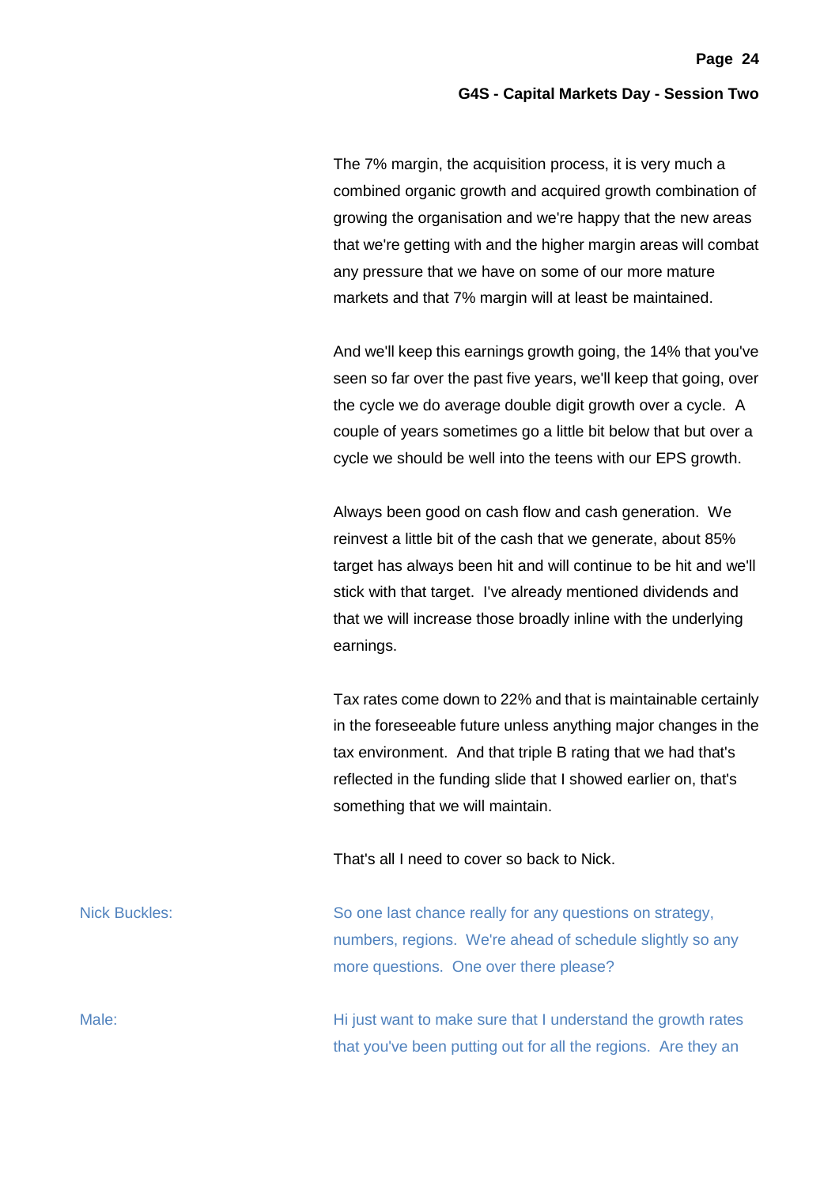The 7% margin, the acquisition process, it is very much a combined organic growth and acquired growth combination of growing the organisation and we're happy that the new areas that we're getting with and the higher margin areas will combat any pressure that we have on some of our more mature markets and that 7% margin will at least be maintained.

And we'll keep this earnings growth going, the 14% that you've seen so far over the past five years, we'll keep that going, over the cycle we do average double digit growth over a cycle. A couple of years sometimes go a little bit below that but over a cycle we should be well into the teens with our EPS growth.

Always been good on cash flow and cash generation. We reinvest a little bit of the cash that we generate, about 85% target has always been hit and will continue to be hit and we'll stick with that target. I've already mentioned dividends and that we will increase those broadly inline with the underlying earnings.

Tax rates come down to 22% and that is maintainable certainly in the foreseeable future unless anything major changes in the tax environment. And that triple B rating that we had that's reflected in the funding slide that I showed earlier on, that's something that we will maintain.

That's all I need to cover so back to Nick.

Nick Buckles: So one last chance really for any questions on strategy, numbers, regions. We're ahead of schedule slightly so any more questions. One over there please?

Male: Hi just want to make sure that I understand the growth rates that you've been putting out for all the regions. Are they an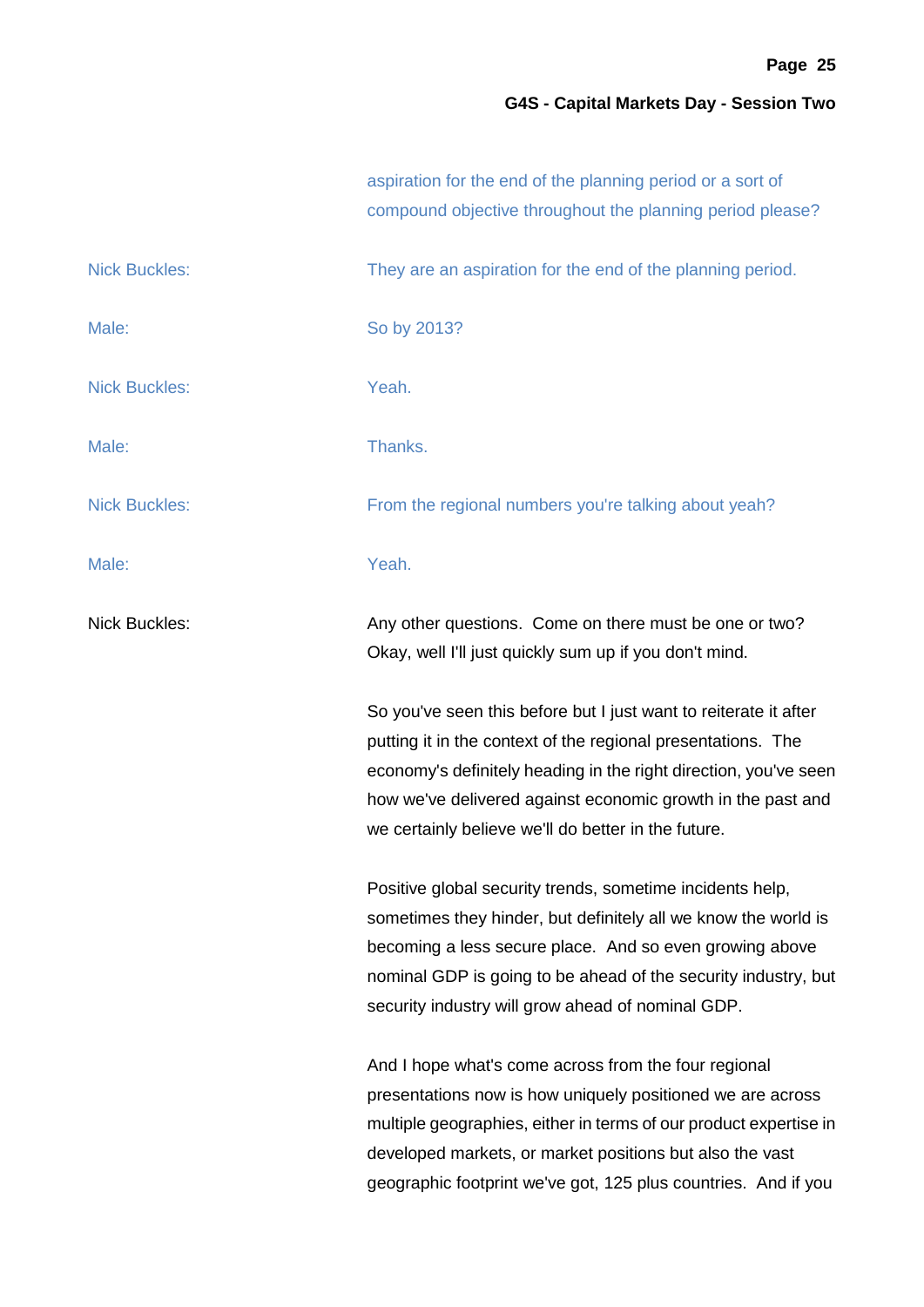aspiration for the end of the planning period or a sort of compound objective throughout the planning period please?

Nick Buckles: They are an aspiration for the end of the planning period.

Male: So by 2013?

Nick Buckles: Yeah.

Male: Thanks.

Nick Buckles: From the regional numbers you're talking about yeah?

Male: Yeah.

Nick Buckles: Any other questions. Come on there must be one or two? Okay, well I'll just quickly sum up if you don't mind.

So you've seen this before but I just want to reiterate it after putting it in the context of the regional presentations. The economy's definitely heading in the right direction, you've seen how we've delivered against economic growth in the past and we certainly believe we'll do better in the future.

Positive global security trends, sometime incidents help, sometimes they hinder, but definitely all we know the world is becoming a less secure place. And so even growing above nominal GDP is going to be ahead of the security industry, but security industry will grow ahead of nominal GDP.

And I hope what's come across from the four regional presentations now is how uniquely positioned we are across multiple geographies, either in terms of our product expertise in developed markets, or market positions but also the vast geographic footprint we've got, 125 plus countries. And if you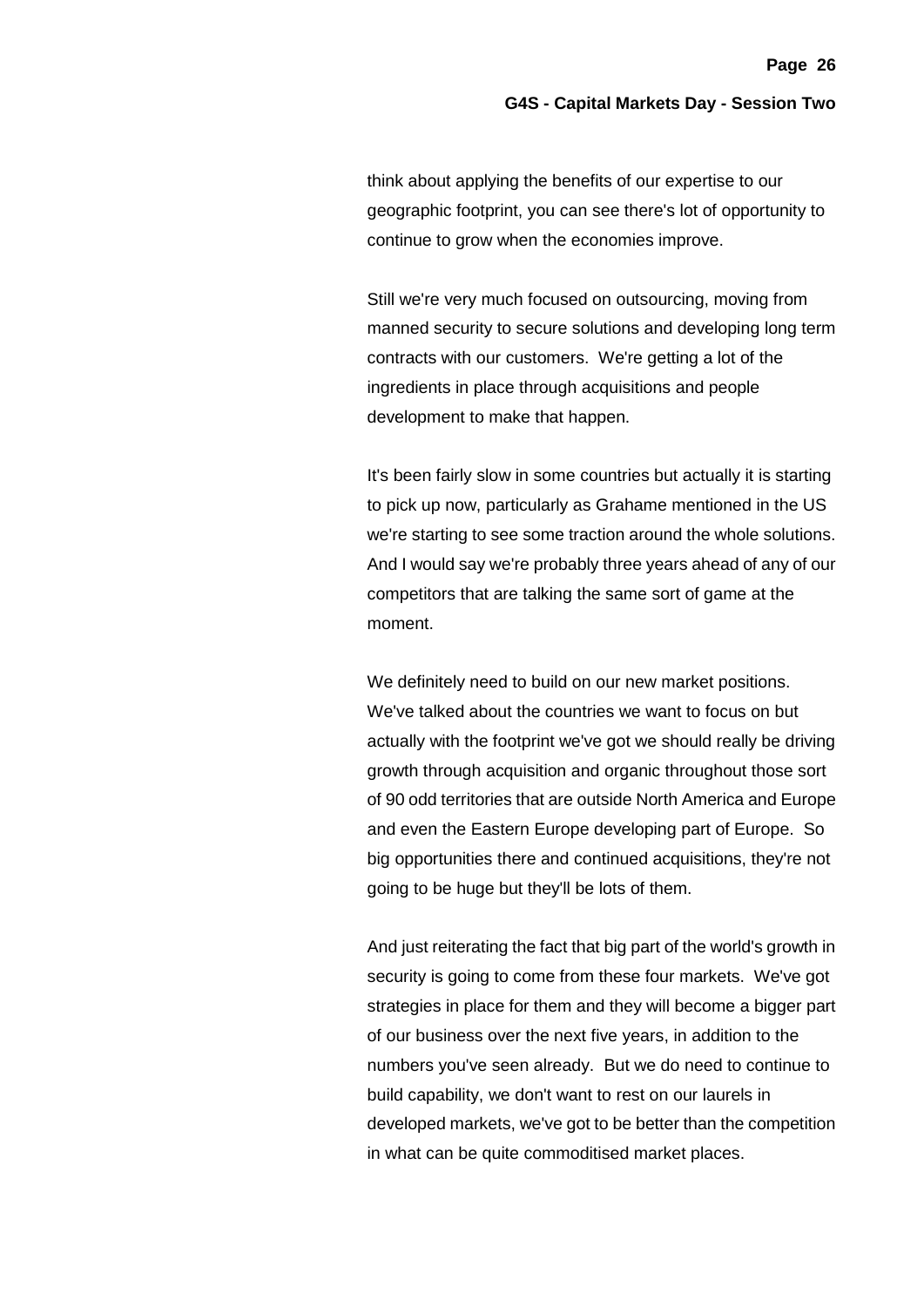think about applying the benefits of our expertise to our geographic footprint, you can see there's lot of opportunity to continue to grow when the economies improve.

Still we're very much focused on outsourcing, moving from manned security to secure solutions and developing long term contracts with our customers. We're getting a lot of the ingredients in place through acquisitions and people development to make that happen.

It's been fairly slow in some countries but actually it is starting to pick up now, particularly as Grahame mentioned in the US we're starting to see some traction around the whole solutions. And I would say we're probably three years ahead of any of our competitors that are talking the same sort of game at the moment.

We definitely need to build on our new market positions. We've talked about the countries we want to focus on but actually with the footprint we've got we should really be driving growth through acquisition and organic throughout those sort of 90 odd territories that are outside North America and Europe and even the Eastern Europe developing part of Europe. So big opportunities there and continued acquisitions, they're not going to be huge but they'll be lots of them.

And just reiterating the fact that big part of the world's growth in security is going to come from these four markets. We've got strategies in place for them and they will become a bigger part of our business over the next five years, in addition to the numbers you've seen already. But we do need to continue to build capability, we don't want to rest on our laurels in developed markets, we've got to be better than the competition in what can be quite commoditised market places.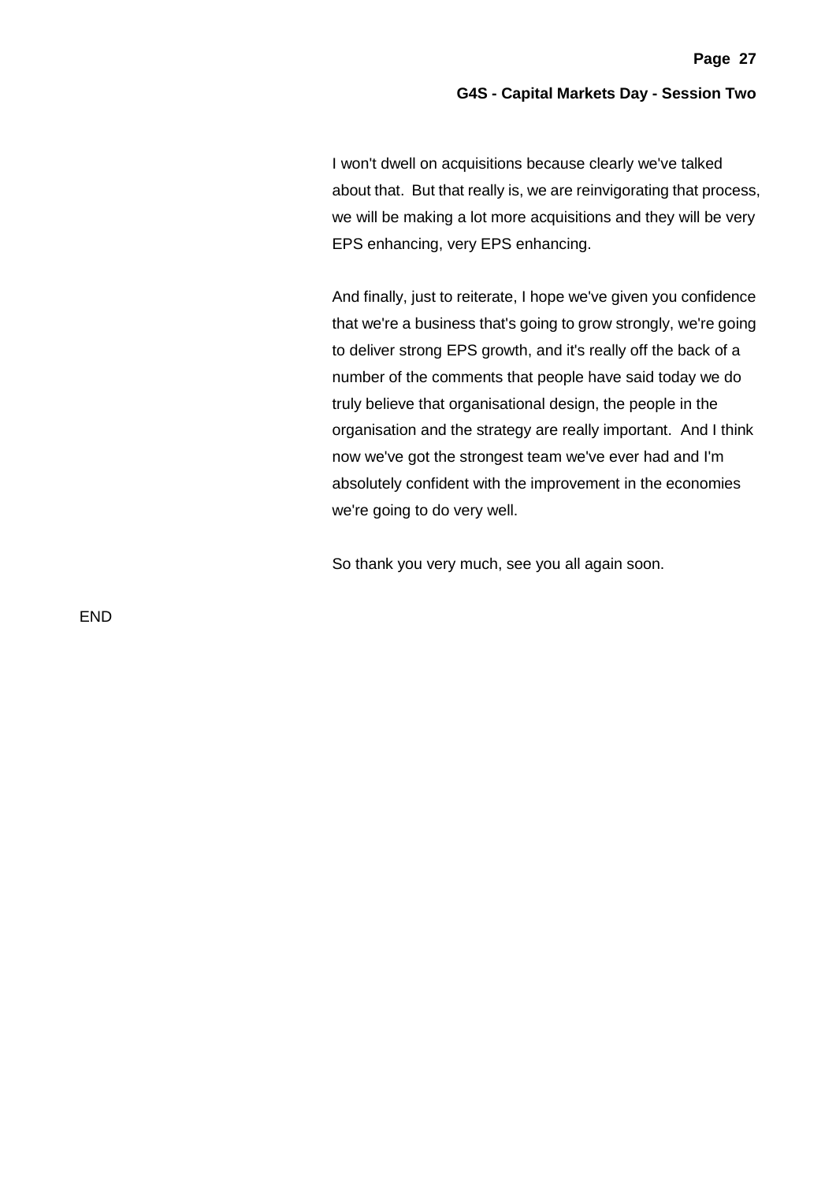I won't dwell on acquisitions because clearly we've talked about that. But that really is, we are reinvigorating that process, we will be making a lot more acquisitions and they will be very EPS enhancing, very EPS enhancing.

And finally, just to reiterate, I hope we've given you confidence that we're a business that's going to grow strongly, we're going to deliver strong EPS growth, and it's really off the back of a number of the comments that people have said today we do truly believe that organisational design, the people in the organisation and the strategy are really important. And I think now we've got the strongest team we've ever had and I'm absolutely confident with the improvement in the economies we're going to do very well.

So thank you very much, see you all again soon.

END